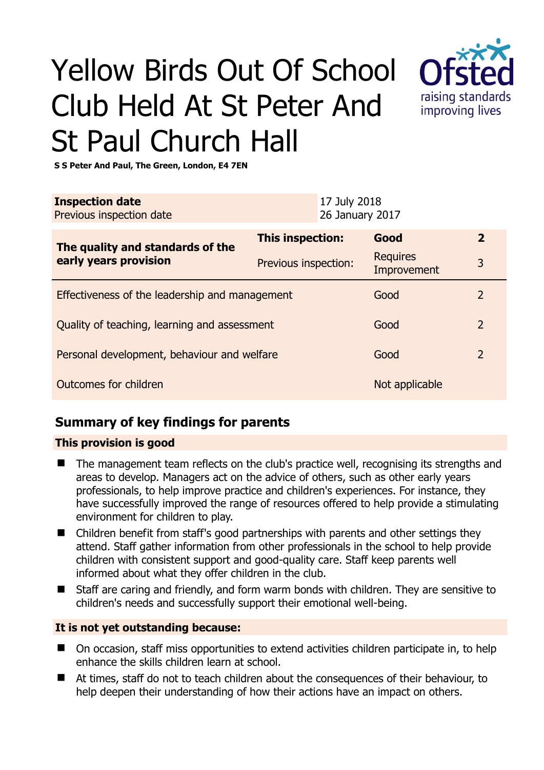# Yellow Birds Out Of School Club Held At St Peter And St Paul Church Hall

**S S Peter And Paul, The Green, London, E4 7EN**

| **Inspection date** | 17 July 2018 |
|---|---|
| Previous inspection date | 26 January 2017 |

| **The quality and standards of the early years provision** | **This inspection:** | **Good** | **2** |
|---|---|---|---|
| | Previous inspection: | Requires Improvement | 3 |
| Effectiveness of the leadership and management | | Good | 2 |
| Quality of teaching, learning and assessment | | Good | 2 |
| Personal development, behaviour and welfare | | Good | 2 |
| Outcomes for children | | Not applicable | |

## Summary of key findings for parents

**This provision is good**

- The management team reflects on the club's practice well, recognising its strengths and areas to develop. Managers act on the advice of others, such as other early years professionals, to help improve practice and children's experiences. For instance, they have successfully improved the range of resources offered to help provide a stimulating environment for children to play.
- Children benefit from staff's good partnerships with parents and other settings they attend. Staff gather information from other professionals in the school to help provide children with consistent support and good-quality care. Staff keep parents well informed about what they offer children in the club.
- Staff are caring and friendly, and form warm bonds with children. They are sensitive to children's needs and successfully support their emotional well-being.

**It is not yet outstanding because:**

- On occasion, staff miss opportunities to extend activities children participate in, to help enhance the skills children learn at school.
- At times, staff do not to teach children about the consequences of their behaviour, to help deepen their understanding of how their actions have an impact on others.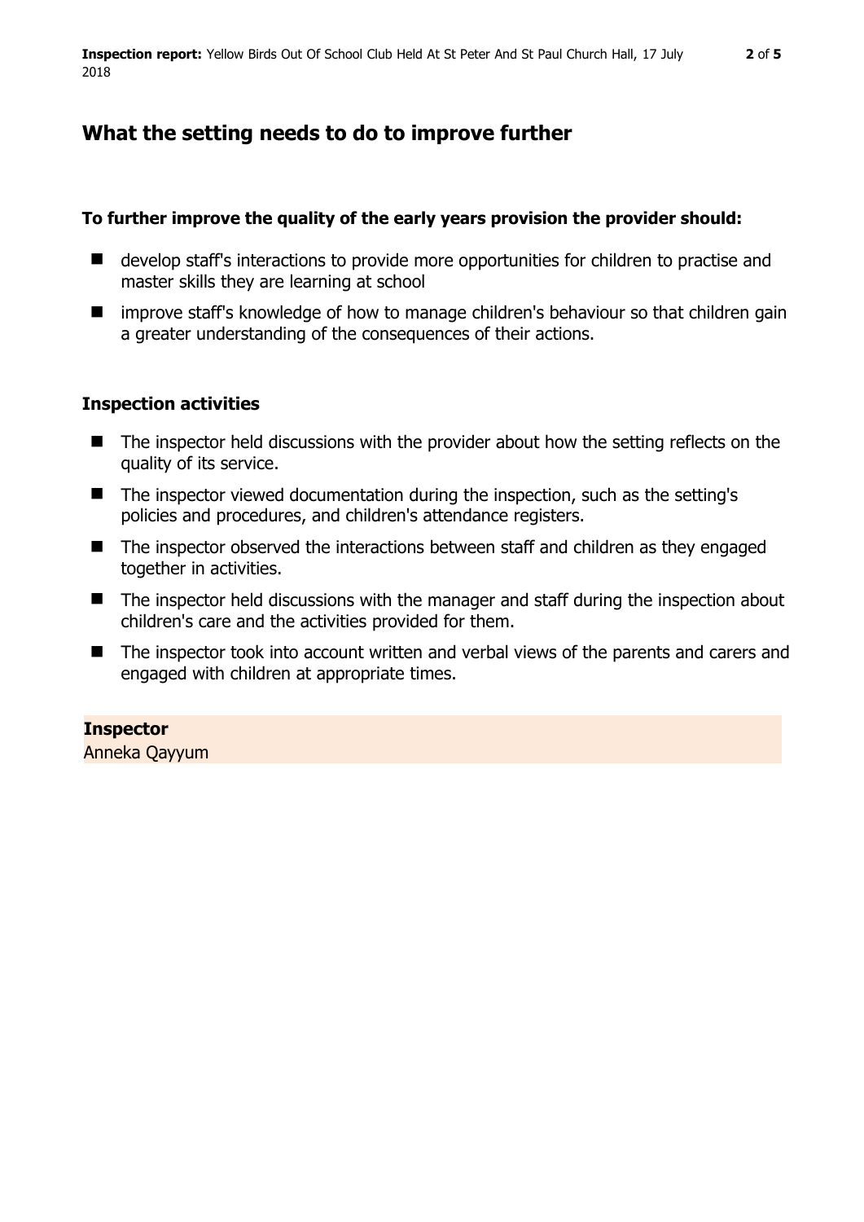## What the setting needs to do to improve further

**To further improve the quality of the early years provision the provider should:**

- develop staff's interactions to provide more opportunities for children to practise and master skills they are learning at school
- improve staff's knowledge of how to manage children's behaviour so that children gain a greater understanding of the consequences of their actions.

### Inspection activities

- The inspector held discussions with the provider about how the setting reflects on the quality of its service.
- The inspector viewed documentation during the inspection, such as the setting's policies and procedures, and children's attendance registers.
- The inspector observed the interactions between staff and children as they engaged together in activities.
- The inspector held discussions with the manager and staff during the inspection about children's care and the activities provided for them.
- The inspector took into account written and verbal views of the parents and carers and engaged with children at appropriate times.

**Inspector**
Anneka Qayyum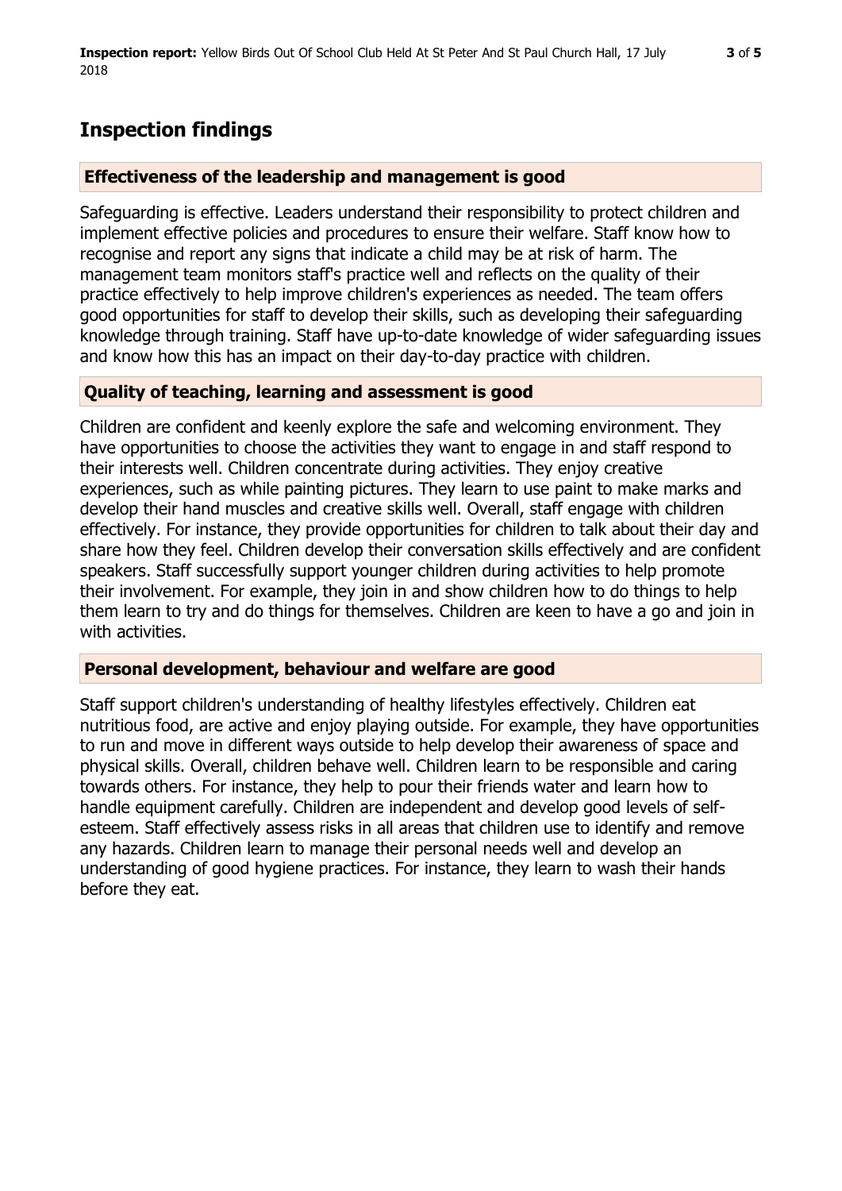## Inspection findings

### Effectiveness of the leadership and management is good

Safeguarding is effective. Leaders understand their responsibility to protect children and implement effective policies and procedures to ensure their welfare. Staff know how to recognise and report any signs that indicate a child may be at risk of harm. The management team monitors staff's practice well and reflects on the quality of their practice effectively to help improve children's experiences as needed. The team offers good opportunities for staff to develop their skills, such as developing their safeguarding knowledge through training. Staff have up-to-date knowledge of wider safeguarding issues and know how this has an impact on their day-to-day practice with children.

### Quality of teaching, learning and assessment is good

Children are confident and keenly explore the safe and welcoming environment. They have opportunities to choose the activities they want to engage in and staff respond to their interests well. Children concentrate during activities. They enjoy creative experiences, such as while painting pictures. They learn to use paint to make marks and develop their hand muscles and creative skills well. Overall, staff engage with children effectively. For instance, they provide opportunities for children to talk about their day and share how they feel. Children develop their conversation skills effectively and are confident speakers. Staff successfully support younger children during activities to help promote their involvement. For example, they join in and show children how to do things to help them learn to try and do things for themselves. Children are keen to have a go and join in with activities.

### Personal development, behaviour and welfare are good

Staff support children's understanding of healthy lifestyles effectively. Children eat nutritious food, are active and enjoy playing outside. For example, they have opportunities to run and move in different ways outside to help develop their awareness of space and physical skills. Overall, children behave well. Children learn to be responsible and caring towards others. For instance, they help to pour their friends water and learn how to handle equipment carefully. Children are independent and develop good levels of self-esteem. Staff effectively assess risks in all areas that children use to identify and remove any hazards. Children learn to manage their personal needs well and develop an understanding of good hygiene practices. For instance, they learn to wash their hands before they eat.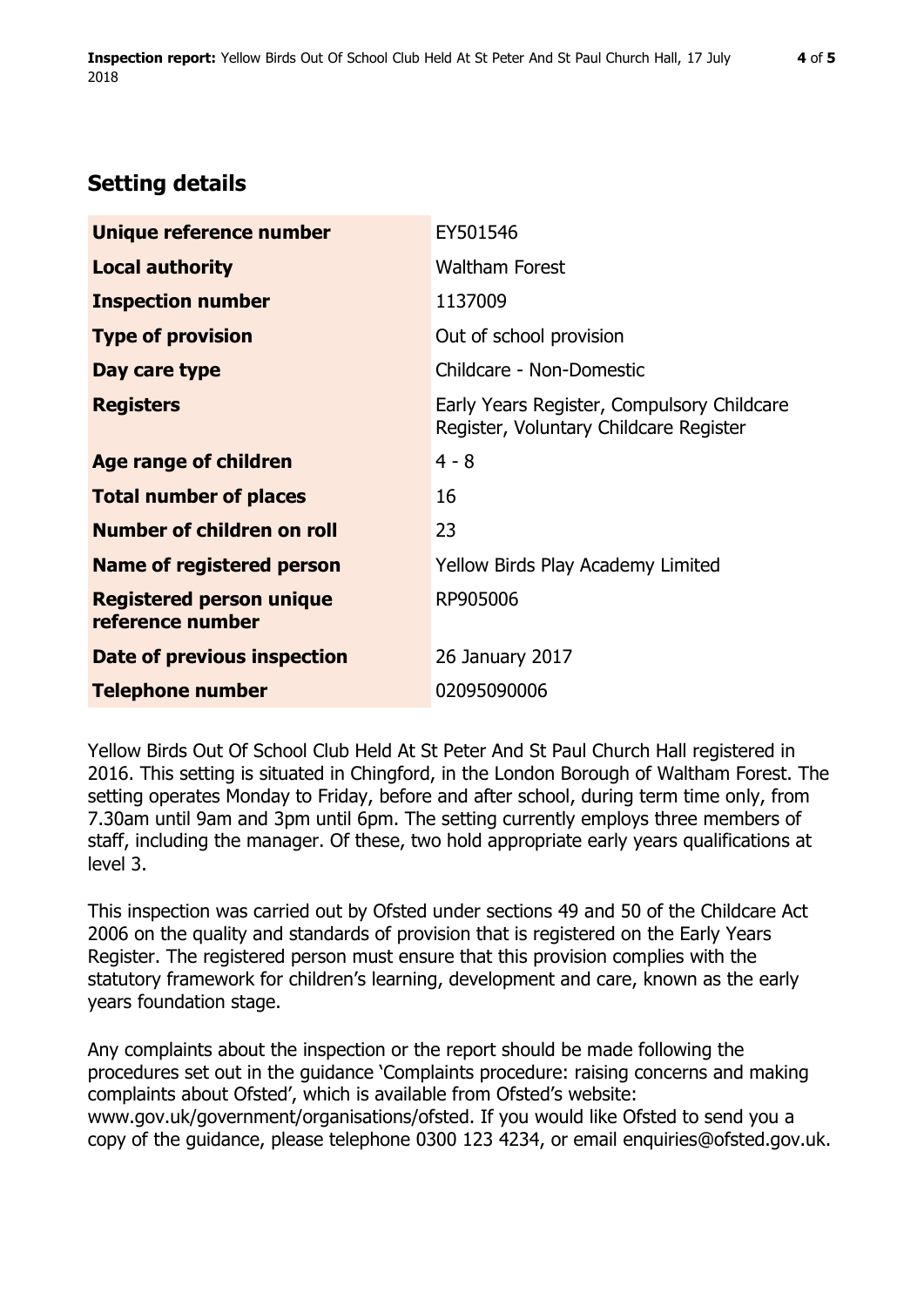## Setting details

| | |
|---|---|
| **Unique reference number** | EY501546 |
| **Local authority** | Waltham Forest |
| **Inspection number** | 1137009 |
| **Type of provision** | Out of school provision |
| **Day care type** | Childcare - Non-Domestic |
| **Registers** | Early Years Register, Compulsory Childcare Register, Voluntary Childcare Register |
| **Age range of children** | 4 - 8 |
| **Total number of places** | 16 |
| **Number of children on roll** | 23 |
| **Name of registered person** | Yellow Birds Play Academy Limited |
| **Registered person unique reference number** | RP905006 |
| **Date of previous inspection** | 26 January 2017 |
| **Telephone number** | 02095090006 |

Yellow Birds Out Of School Club Held At St Peter And St Paul Church Hall registered in 2016. This setting is situated in Chingford, in the London Borough of Waltham Forest. The setting operates Monday to Friday, before and after school, during term time only, from 7.30am until 9am and 3pm until 6pm. The setting currently employs three members of staff, including the manager. Of these, two hold appropriate early years qualifications at level 3.

This inspection was carried out by Ofsted under sections 49 and 50 of the Childcare Act 2006 on the quality and standards of provision that is registered on the Early Years Register. The registered person must ensure that this provision complies with the statutory framework for children's learning, development and care, known as the early years foundation stage.

Any complaints about the inspection or the report should be made following the procedures set out in the guidance 'Complaints procedure: raising concerns and making complaints about Ofsted', which is available from Ofsted's website: www.gov.uk/government/organisations/ofsted. If you would like Ofsted to send you a copy of the guidance, please telephone 0300 123 4234, or email enquiries@ofsted.gov.uk.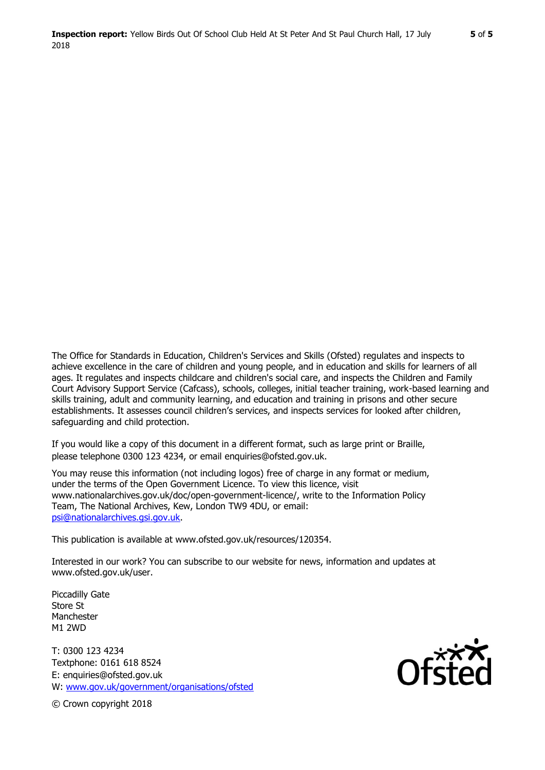The Office for Standards in Education, Children's Services and Skills (Ofsted) regulates and inspects to achieve excellence in the care of children and young people, and in education and skills for learners of all ages. It regulates and inspects childcare and children's social care, and inspects the Children and Family Court Advisory Support Service (Cafcass), schools, colleges, initial teacher training, work-based learning and skills training, adult and community learning, and education and training in prisons and other secure establishments. It assesses council children's services, and inspects services for looked after children, safeguarding and child protection.

If you would like a copy of this document in a different format, such as large print or Braille, please telephone 0300 123 4234, or email enquiries@ofsted.gov.uk.

You may reuse this information (not including logos) free of charge in any format or medium, under the terms of the Open Government Licence. To view this licence, visit www.nationalarchives.gov.uk/doc/open-government-licence/, write to the Information Policy Team, The National Archives, Kew, London TW9 4DU, or email: psi@nationalarchives.gsi.gov.uk.

This publication is available at www.ofsted.gov.uk/resources/120354.

Interested in our work? You can subscribe to our website for news, information and updates at www.ofsted.gov.uk/user.

Piccadilly Gate
Store St
Manchester
M1 2WD

T: 0300 123 4234
Textphone: 0161 618 8524
E: enquiries@ofsted.gov.uk
W: www.gov.uk/government/organisations/ofsted

© Crown copyright 2018